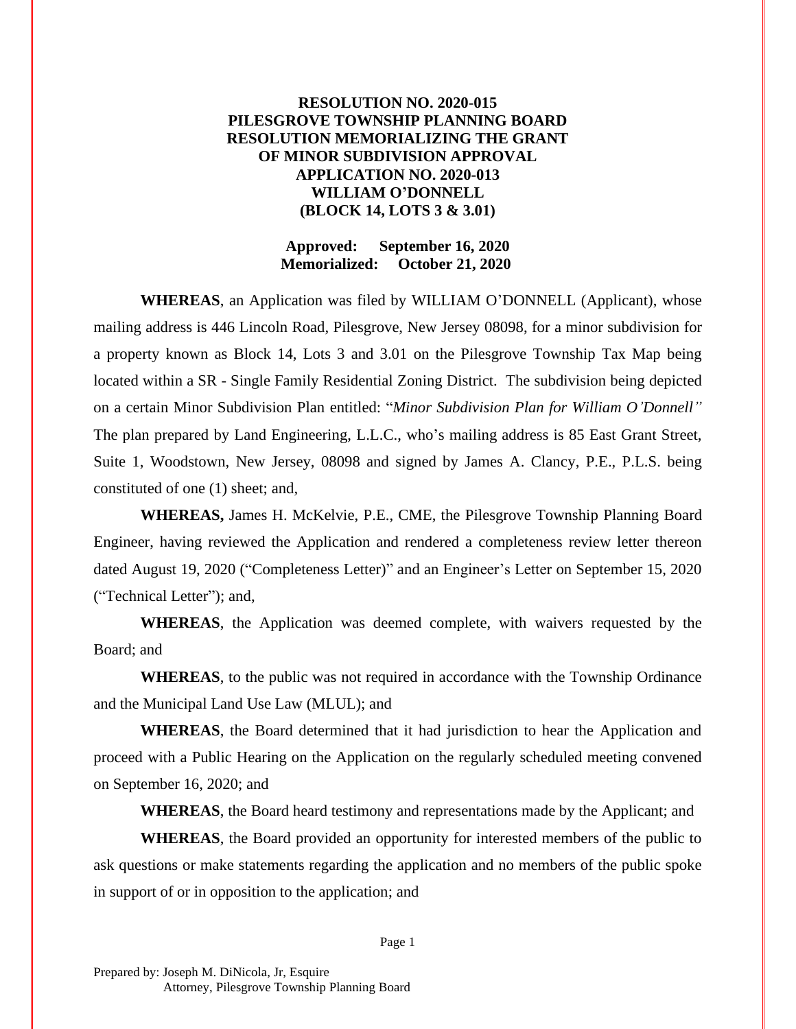**RESOLUTION NO. 2020-015**
**PILESGROVE TOWNSHIP PLANNING BOARD**
**RESOLUTION MEMORIALIZING THE GRANT OF MINOR SUBDIVISION APPROVAL**
**APPLICATION NO. 2020-013**
**WILLIAM O'DONNELL**
**(BLOCK 14, LOTS 3 & 3.01)**

**Approved: September 16, 2020**
**Memorialized: October 21, 2020**

**WHEREAS**, an Application was filed by WILLIAM O'DONNELL (Applicant), whose mailing address is 446 Lincoln Road, Pilesgrove, New Jersey 08098, for a minor subdivision for a property known as Block 14, Lots 3 and 3.01 on the Pilesgrove Township Tax Map being located within a SR - Single Family Residential Zoning District. The subdivision being depicted on a certain Minor Subdivision Plan entitled: "*Minor Subdivision Plan for William O'Donnell"* The plan prepared by Land Engineering, L.L.C., who's mailing address is 85 East Grant Street, Suite 1, Woodstown, New Jersey, 08098 and signed by James A. Clancy, P.E., P.L.S. being constituted of one (1) sheet; and,

**WHEREAS,** James H. McKelvie, P.E., CME, the Pilesgrove Township Planning Board Engineer, having reviewed the Application and rendered a completeness review letter thereon dated August 19, 2020 ("Completeness Letter)" and an Engineer's Letter on September 15, 2020 ("Technical Letter"); and,

**WHEREAS**, the Application was deemed complete, with waivers requested by the Board; and

**WHEREAS**, to the public was not required in accordance with the Township Ordinance and the Municipal Land Use Law (MLUL); and

**WHEREAS**, the Board determined that it had jurisdiction to hear the Application and proceed with a Public Hearing on the Application on the regularly scheduled meeting convened on September 16, 2020; and

**WHEREAS**, the Board heard testimony and representations made by the Applicant; and

**WHEREAS**, the Board provided an opportunity for interested members of the public to ask questions or make statements regarding the application and no members of the public spoke in support of or in opposition to the application; and

Prepared by: Joseph M. DiNicola, Jr, Esquire
Attorney, Pilesgrove Township Planning Board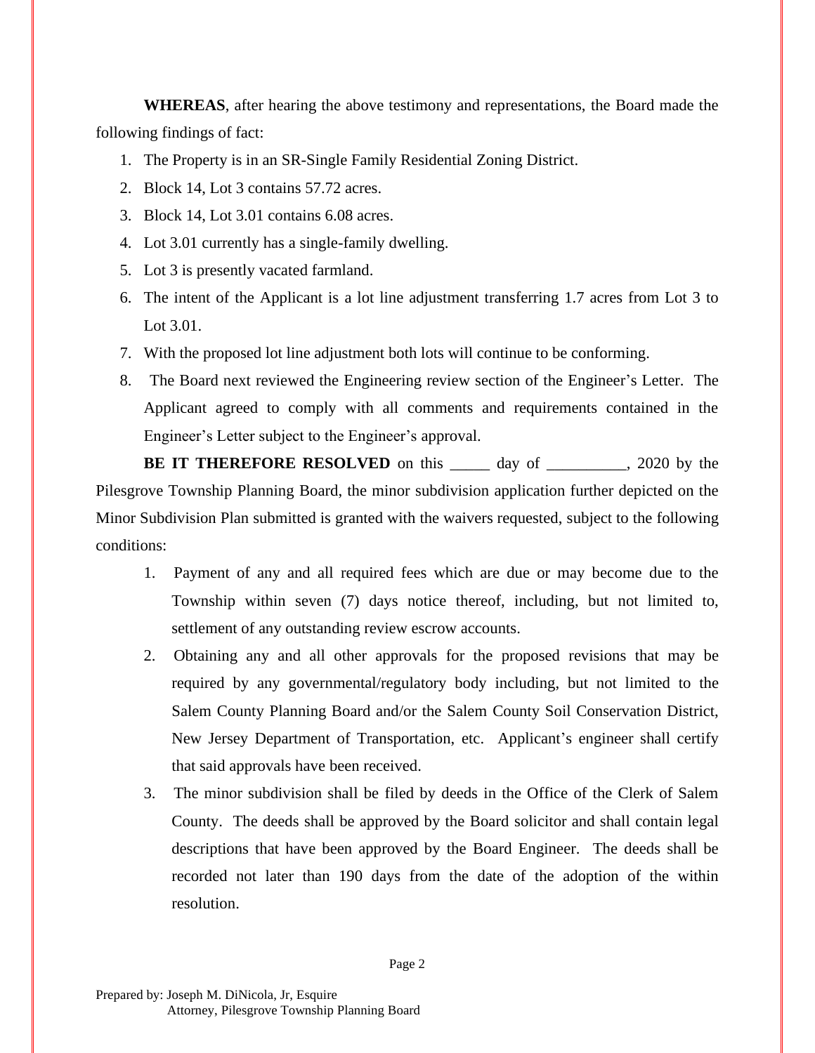**WHEREAS**, after hearing the above testimony and representations, the Board made the following findings of fact:

1. The Property is in an SR-Single Family Residential Zoning District.
2. Block 14, Lot 3 contains 57.72 acres.
3. Block 14, Lot 3.01 contains 6.08 acres.
4. Lot 3.01 currently has a single-family dwelling.
5. Lot 3 is presently vacated farmland.
6. The intent of the Applicant is a lot line adjustment transferring 1.7 acres from Lot 3 to Lot 3.01.
7. With the proposed lot line adjustment both lots will continue to be conforming.
8. The Board next reviewed the Engineering review section of the Engineer's Letter. The Applicant agreed to comply with all comments and requirements contained in the Engineer's Letter subject to the Engineer's approval.

**BE IT THEREFORE RESOLVED** on this _____ day of __________, 2020 by the Pilesgrove Township Planning Board, the minor subdivision application further depicted on the Minor Subdivision Plan submitted is granted with the waivers requested, subject to the following conditions:

1. Payment of any and all required fees which are due or may become due to the Township within seven (7) days notice thereof, including, but not limited to, settlement of any outstanding review escrow accounts.
2. Obtaining any and all other approvals for the proposed revisions that may be required by any governmental/regulatory body including, but not limited to the Salem County Planning Board and/or the Salem County Soil Conservation District, New Jersey Department of Transportation, etc. Applicant's engineer shall certify that said approvals have been received.
3. The minor subdivision shall be filed by deeds in the Office of the Clerk of Salem County. The deeds shall be approved by the Board solicitor and shall contain legal descriptions that have been approved by the Board Engineer. The deeds shall be recorded not later than 190 days from the date of the adoption of the within resolution.

Prepared by: Joseph M. DiNicola, Jr, Esquire
Attorney, Pilesgrove Township Planning Board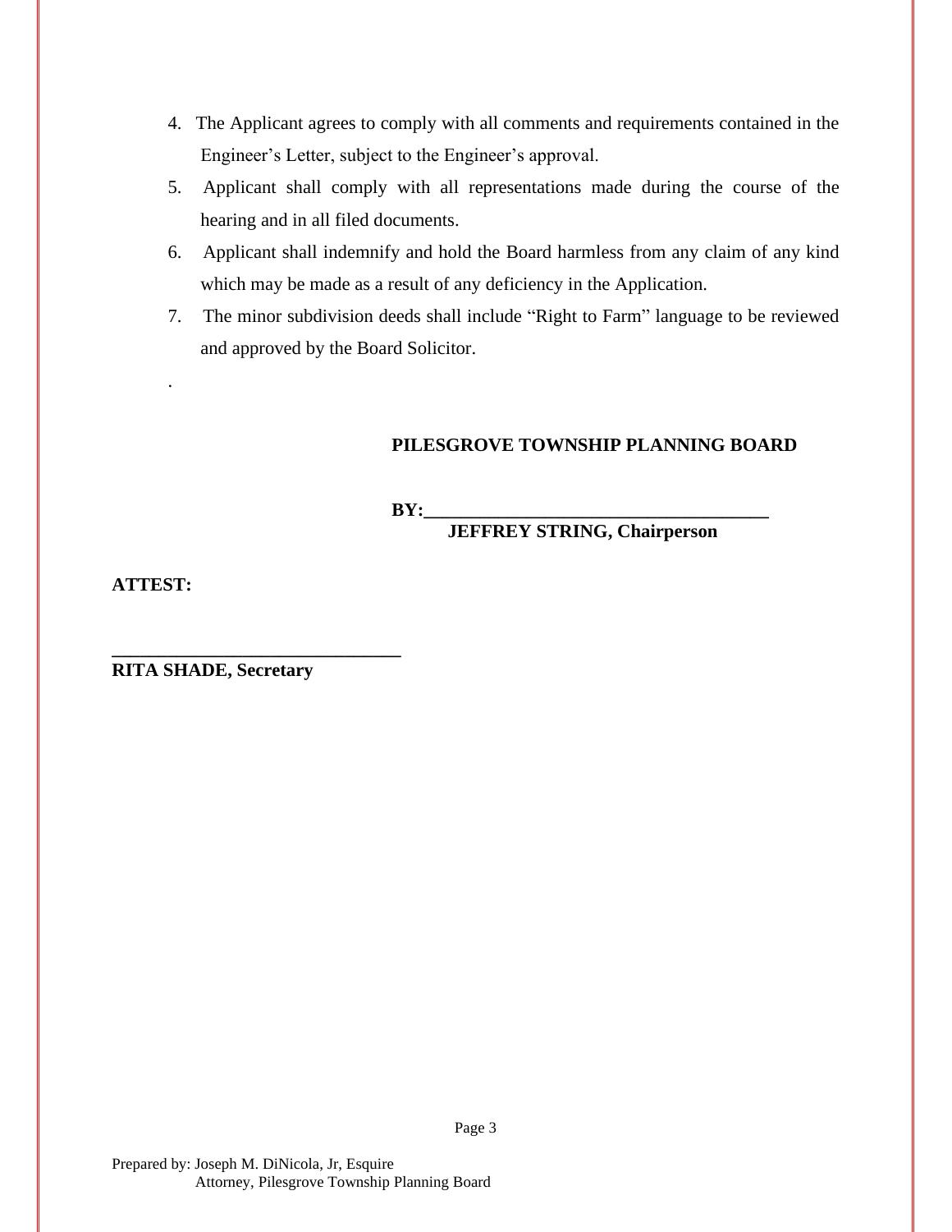4. The Applicant agrees to comply with all comments and requirements contained in the Engineer's Letter, subject to the Engineer's approval.
5. Applicant shall comply with all representations made during the course of the hearing and in all filed documents.
6. Applicant shall indemnify and hold the Board harmless from any claim of any kind which may be made as a result of any deficiency in the Application.
7. The minor subdivision deeds shall include "Right to Farm" language to be reviewed and approved by the Board Solicitor.

.

**PILESGROVE TOWNSHIP PLANNING BOARD**

**BY:\_\_\_\_\_\_\_\_\_\_\_\_\_\_\_\_\_\_\_\_\_\_\_\_\_\_\_\_\_\_\_\_\_\_\_\_\_**
**JEFFREY STRING, Chairperson**

**ATTEST:**

**\_\_\_\_\_\_\_\_\_\_\_\_\_\_\_\_\_\_\_\_\_\_\_\_\_\_\_\_\_\_\_\_**
**RITA SHADE, Secretary**

Prepared by: Joseph M. DiNicola, Jr, Esquire
Attorney, Pilesgrove Township Planning Board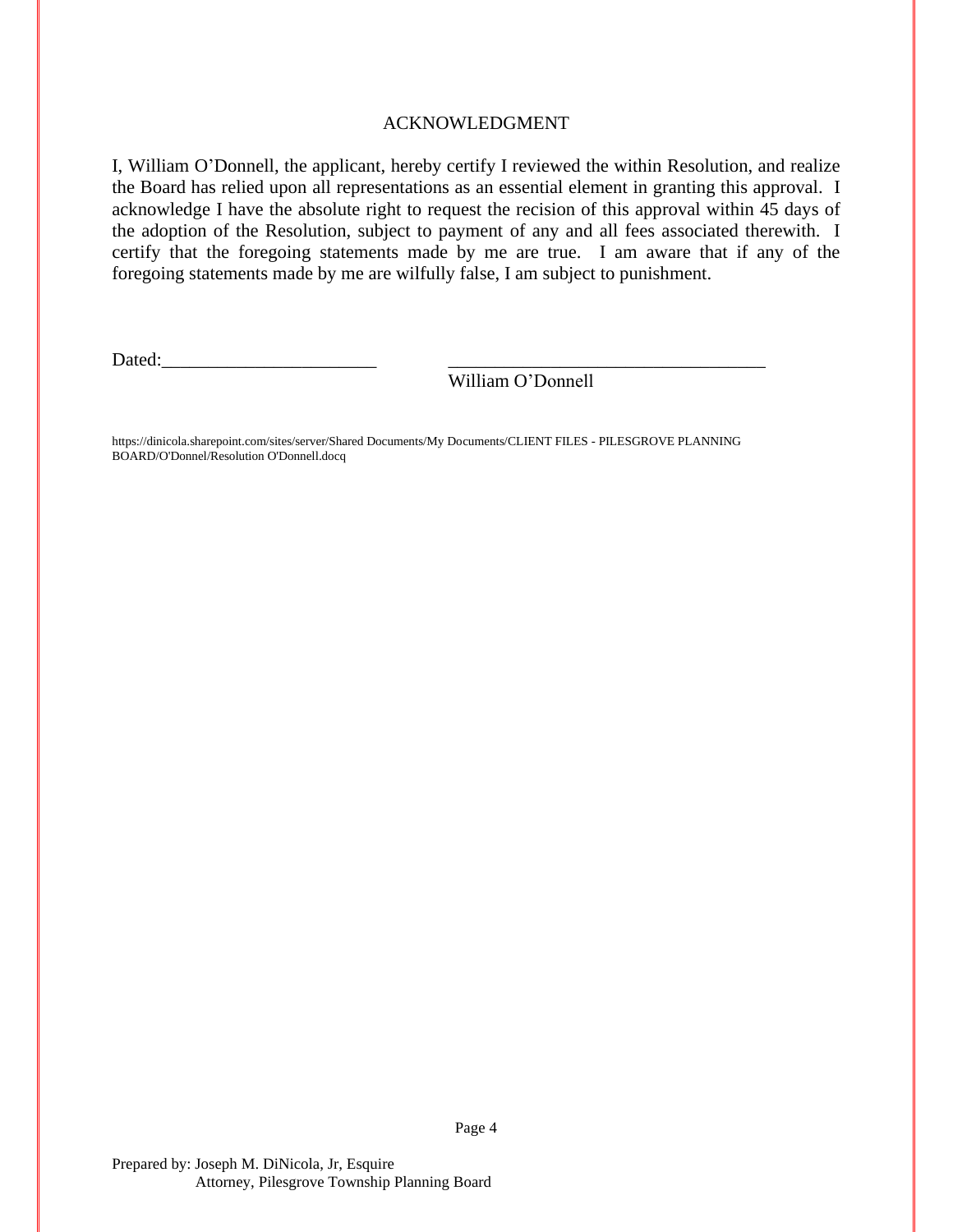# ACKNOWLEDGMENT

I, William O'Donnell, the applicant, hereby certify I reviewed the within Resolution, and realize the Board has relied upon all representations as an essential element in granting this approval. I acknowledge I have the absolute right to request the recision of this approval within 45 days of the adoption of the Resolution, subject to payment of any and all fees associated therewith. I certify that the foregoing statements made by me are true. I am aware that if any of the foregoing statements made by me are wilfully false, I am subject to punishment.

Dated:_______________________ ___________________________________

William O'Donnell

https://dinicola.sharepoint.com/sites/server/Shared Documents/My Documents/CLIENT FILES - PILESGROVE PLANNING BOARD/O'Donnel/Resolution O'Donnell.docq

Prepared by: Joseph M. DiNicola, Jr, Esquire
Attorney, Pilesgrove Township Planning Board